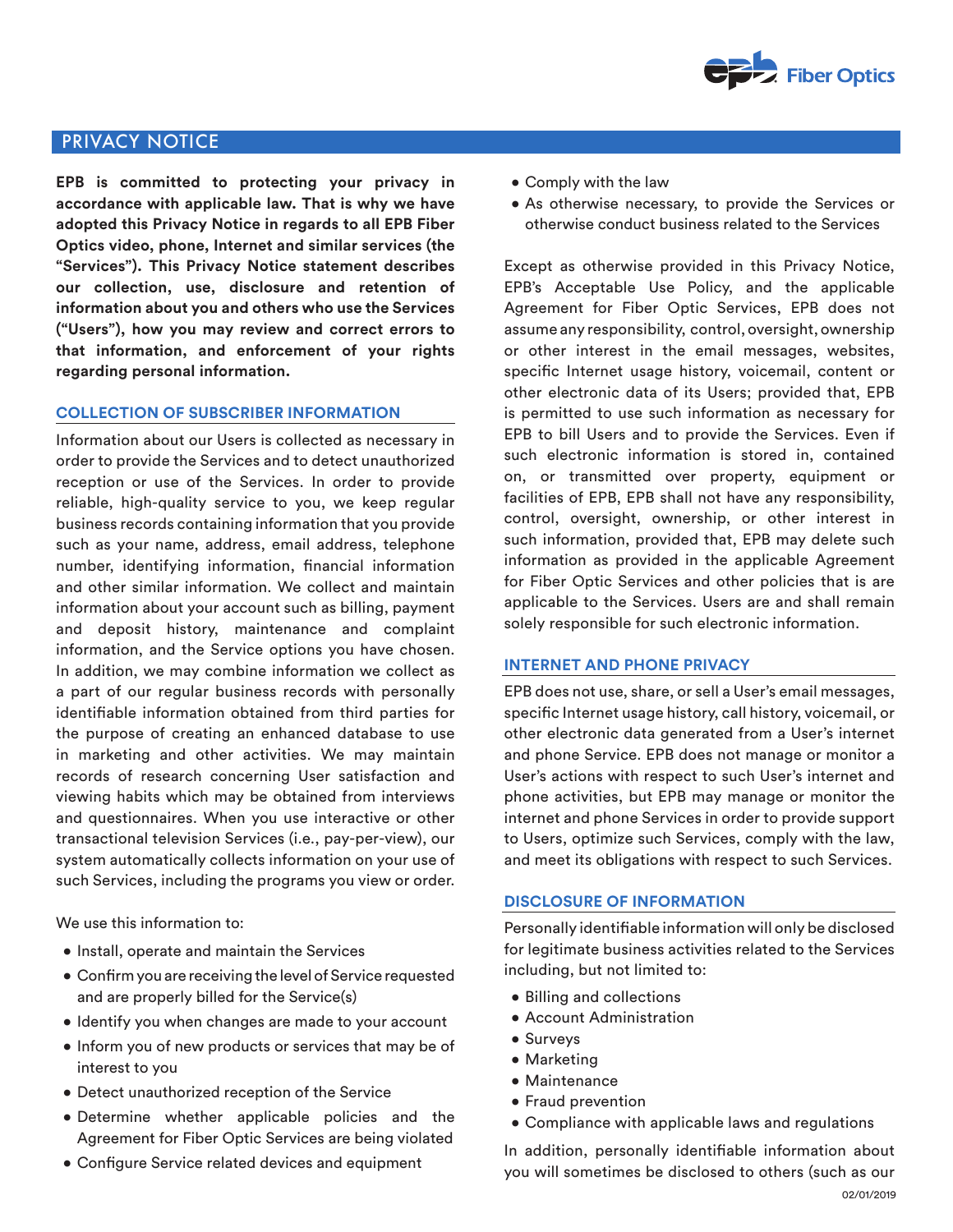## PRIVACY NOTICE

**EPB is committed to protecting your privacy in accordance with applicable law. That is why we have adopted this Privacy Notice in regards to all EPB Fiber Optics video, phone, Internet and similar services (the "Services"). This Privacy Notice statement describes our collection, use, disclosure and retention of information about you and others who use the Services ("Users"), how you may review and correct errors to that information, and enforcement of your rights regarding personal information.**

### COLLECTION OF SUBSCRIBER INFORMATION

Information about our Users is collected as necessary in order to provide the Services and to detect unauthorized reception or use of the Services. In order to provide reliable, high-quality service to you, we keep regular business records containing information that you provide such as your name, address, email address, telephone number, identifying information, financial information and other similar information. We collect and maintain information about your account such as billing, payment and deposit history, maintenance and complaint information, and the Service options you have chosen. In addition, we may combine information we collect as a part of our regular business records with personally identifiable information obtained from third parties for the purpose of creating an enhanced database to use in marketing and other activities. We may maintain records of research concerning User satisfaction and viewing habits which may be obtained from interviews and questionnaires. When you use interactive or other transactional television Services (i.e., pay-per-view), our system automatically collects information on your use of such Services, including the programs you view or order.

We use this information to:

- Install, operate and maintain the Services
- Confirm you are receiving the level of Service requested and are properly billed for the Service(s)
- Identify you when changes are made to your account
- Inform you of new products or services that may be of interest to you
- Detect unauthorized reception of the Service
- Determine whether applicable policies and the Agreement for Fiber Optic Services are being violated
- Configure Service related devices and equipment
- Comply with the law
- As otherwise necessary, to provide the Services or otherwise conduct business related to the Services

Except as otherwise provided in this Privacy Notice, EPB's Acceptable Use Policy, and the applicable Agreement for Fiber Optic Services, EPB does not assume any responsibility, control, oversight, ownership or other interest in the email messages, websites, specific Internet usage history, voicemail, content or other electronic data of its Users; provided that, EPB is permitted to use such information as necessary for EPB to bill Users and to provide the Services. Even if such electronic information is stored in, contained on, or transmitted over property, equipment or facilities of EPB, EPB shall not have any responsibility, control, oversight, ownership, or other interest in such information, provided that, EPB may delete such information as provided in the applicable Agreement for Fiber Optic Services and other policies that is are applicable to the Services. Users are and shall remain solely responsible for such electronic information.

### INTERNET AND PHONE PRIVACY

EPB does not use, share, or sell a User's email messages, specific Internet usage history, call history, voicemail, or other electronic data generated from a User's internet and phone Service. EPB does not manage or monitor a User's actions with respect to such User's internet and phone activities, but EPB may manage or monitor the internet and phone Services in order to provide support to Users, optimize such Services, comply with the law, and meet its obligations with respect to such Services.

### DISCLOSURE OF INFORMATION

Personally identifiable information will only be disclosed for legitimate business activities related to the Services including, but not limited to:

- Billing and collections
- Account Administration
- Surveys
- Marketing
- Maintenance
- Fraud prevention
- Compliance with applicable laws and regulations

In addition, personally identifiable information about you will sometimes be disclosed to others (such as our

02/01/2019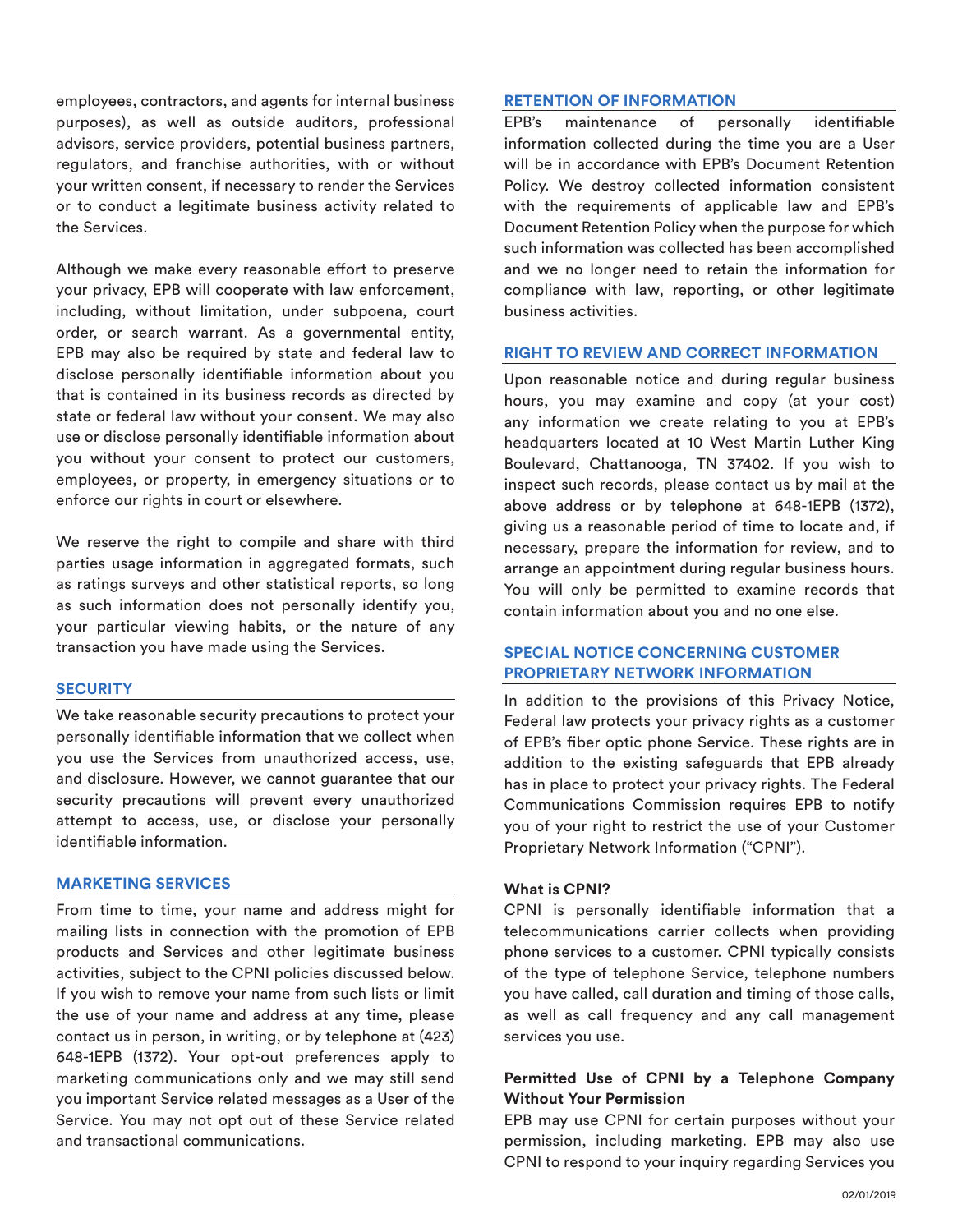employees, contractors, and agents for internal business purposes), as well as outside auditors, professional advisors, service providers, potential business partners, regulators, and franchise authorities, with or without your written consent, if necessary to render the Services or to conduct a legitimate business activity related to the Services.

Although we make every reasonable effort to preserve your privacy, EPB will cooperate with law enforcement, including, without limitation, under subpoena, court order, or search warrant. As a governmental entity, EPB may also be required by state and federal law to disclose personally identifiable information about you that is contained in its business records as directed by state or federal law without your consent. We may also use or disclose personally identifiable information about you without your consent to protect our customers, employees, or property, in emergency situations or to enforce our rights in court or elsewhere.

We reserve the right to compile and share with third parties usage information in aggregated formats, such as ratings surveys and other statistical reports, so long as such information does not personally identify you, your particular viewing habits, or the nature of any transaction you have made using the Services.

## SECURITY

We take reasonable security precautions to protect your personally identifiable information that we collect when you use the Services from unauthorized access, use, and disclosure. However, we cannot guarantee that our security precautions will prevent every unauthorized attempt to access, use, or disclose your personally identifiable information.

## MARKETING SERVICES

From time to time, your name and address might for mailing lists in connection with the promotion of EPB products and Services and other legitimate business activities, subject to the CPNI policies discussed below. If you wish to remove your name from such lists or limit the use of your name and address at any time, please contact us in person, in writing, or by telephone at (423) 648-1EPB (1372). Your opt-out preferences apply to marketing communications only and we may still send you important Service related messages as a User of the Service. You may not opt out of these Service related and transactional communications.

## RETENTION OF INFORMATION

EPB's maintenance of personally identifiable information collected during the time you are a User will be in accordance with EPB's Document Retention Policy. We destroy collected information consistent with the requirements of applicable law and EPB's Document Retention Policy when the purpose for which such information was collected has been accomplished and we no longer need to retain the information for compliance with law, reporting, or other legitimate business activities.

## RIGHT TO REVIEW AND CORRECT INFORMATION

Upon reasonable notice and during regular business hours, you may examine and copy (at your cost) any information we create relating to you at EPB's headquarters located at 10 West Martin Luther King Boulevard, Chattanooga, TN 37402. If you wish to inspect such records, please contact us by mail at the above address or by telephone at 648-1EPB (1372), giving us a reasonable period of time to locate and, if necessary, prepare the information for review, and to arrange an appointment during regular business hours. You will only be permitted to examine records that contain information about you and no one else.

## SPECIAL NOTICE CONCERNING CUSTOMER PROPRIETARY NETWORK INFORMATION

In addition to the provisions of this Privacy Notice, Federal law protects your privacy rights as a customer of EPB's fiber optic phone Service. These rights are in addition to the existing safeguards that EPB already has in place to protect your privacy rights. The Federal Communications Commission requires EPB to notify you of your right to restrict the use of your Customer Proprietary Network Information ("CPNI").

### What is CPNI?

CPNI is personally identifiable information that a telecommunications carrier collects when providing phone services to a customer. CPNI typically consists of the type of telephone Service, telephone numbers you have called, call duration and timing of those calls, as well as call frequency and any call management services you use.

### Permitted Use of CPNI by a Telephone Company Without Your Permission

EPB may use CPNI for certain purposes without your permission, including marketing. EPB may also use CPNI to respond to your inquiry regarding Services you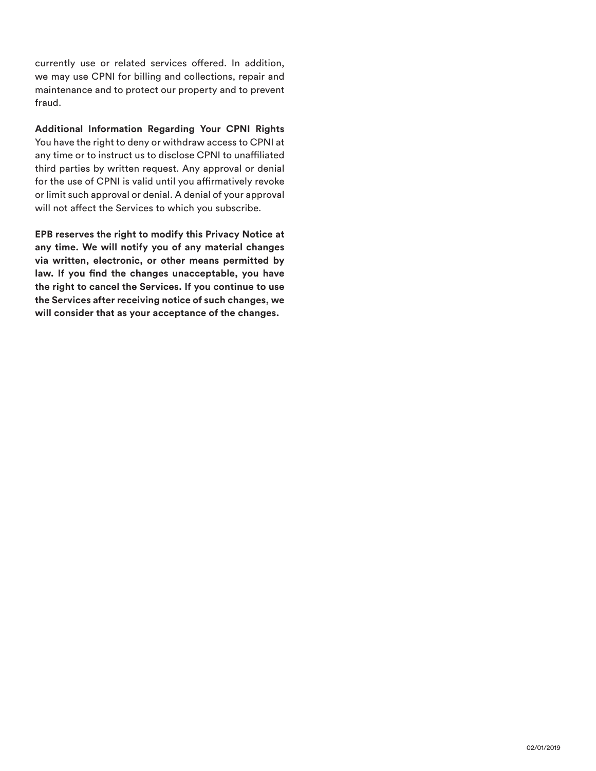currently use or related services offered. In addition, we may use CPNI for billing and collections, repair and maintenance and to protect our property and to prevent fraud.

**Additional Information Regarding Your CPNI Rights**
You have the right to deny or withdraw access to CPNI at any time or to instruct us to disclose CPNI to unaffiliated third parties by written request. Any approval or denial for the use of CPNI is valid until you affirmatively revoke or limit such approval or denial. A denial of your approval will not affect the Services to which you subscribe.

**EPB reserves the right to modify this Privacy Notice at any time. We will notify you of any material changes via written, electronic, or other means permitted by law. If you find the changes unacceptable, you have the right to cancel the Services. If you continue to use the Services after receiving notice of such changes, we will consider that as your acceptance of the changes.**

02/01/2019